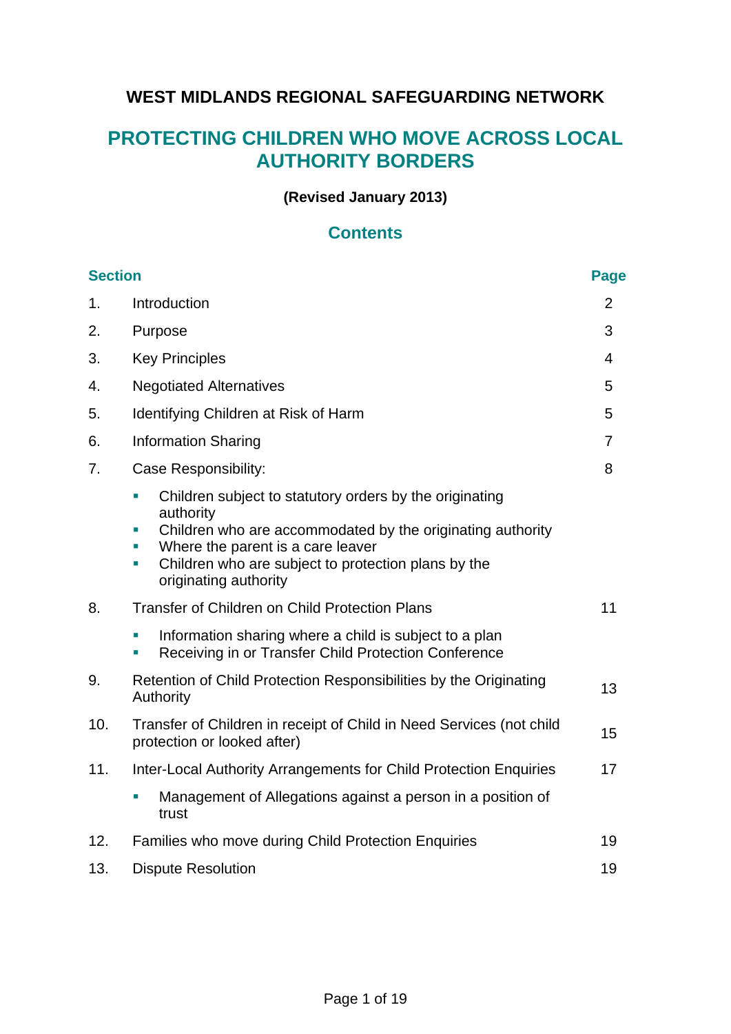# WEST MIDLANDS REGIONAL SAFEGUARDING NETWORK

## PROTECTING CHILDREN WHO MOVE ACROSS LOCAL AUTHORITY BORDERS

**(Revised January 2013)**

## Contents

| Section | | Page |
|---|---|---|
| 1. | Introduction | 2 |
| 2. | Purpose | 3 |
| 3. | Key Principles | 4 |
| 4. | Negotiated Alternatives | 5 |
| 5. | Identifying Children at Risk of Harm | 5 |
| 6. | Information Sharing | 7 |
| 7. | Case Responsibility:<br>▪ Children subject to statutory orders by the originating authority<br>▪ Children who are accommodated by the originating authority<br>▪ Where the parent is a care leaver<br>▪ Children who are subject to protection plans by the originating authority | 8 |
| 8. | Transfer of Children on Child Protection Plans<br>▪ Information sharing where a child is subject to a plan<br>▪ Receiving in or Transfer Child Protection Conference | 11 |
| 9. | Retention of Child Protection Responsibilities by the Originating Authority | 13 |
| 10. | Transfer of Children in receipt of Child in Need Services (not child protection or looked after) | 15 |
| 11. | Inter-Local Authority Arrangements for Child Protection Enquiries<br>▪ Management of Allegations against a person in a position of trust | 17 |
| 12. | Families who move during Child Protection Enquiries | 19 |
| 13. | Dispute Resolution | 19 |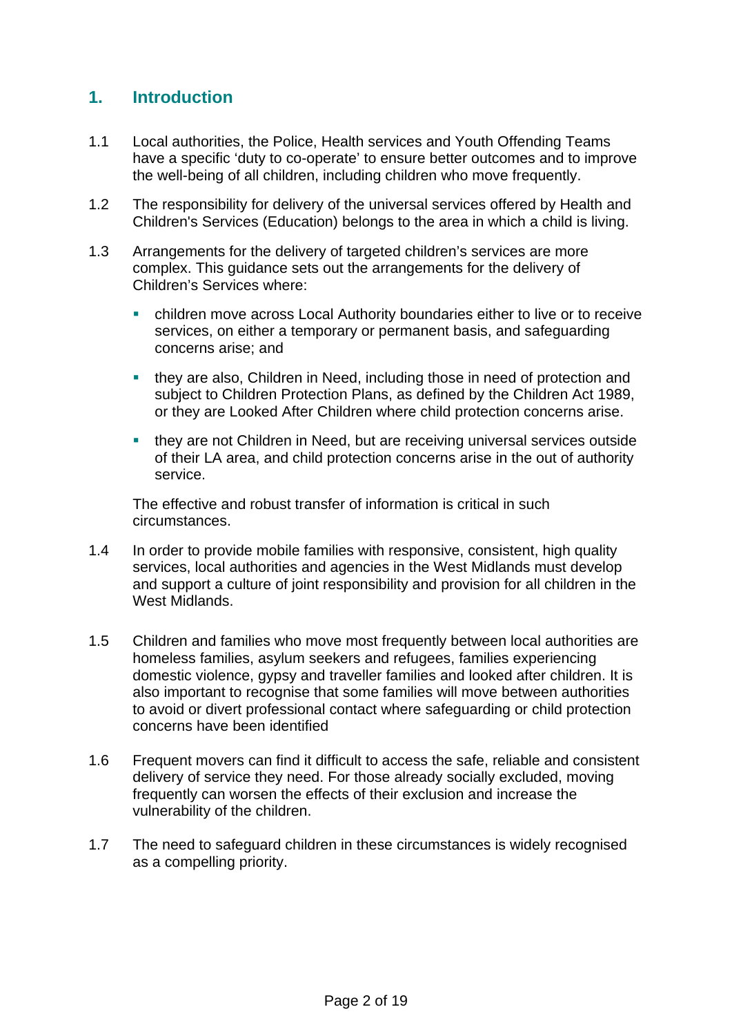## 1. Introduction

1.1 Local authorities, the Police, Health services and Youth Offending Teams have a specific 'duty to co-operate' to ensure better outcomes and to improve the well-being of all children, including children who move frequently.

1.2 The responsibility for delivery of the universal services offered by Health and Children's Services (Education) belongs to the area in which a child is living.

1.3 Arrangements for the delivery of targeted children's services are more complex. This guidance sets out the arrangements for the delivery of Children's Services where:

- children move across Local Authority boundaries either to live or to receive services, on either a temporary or permanent basis, and safeguarding concerns arise; and
- they are also, Children in Need, including those in need of protection and subject to Children Protection Plans, as defined by the Children Act 1989, or they are Looked After Children where child protection concerns arise.
- they are not Children in Need, but are receiving universal services outside of their LA area, and child protection concerns arise in the out of authority service.

The effective and robust transfer of information is critical in such circumstances.

1.4 In order to provide mobile families with responsive, consistent, high quality services, local authorities and agencies in the West Midlands must develop and support a culture of joint responsibility and provision for all children in the West Midlands.

1.5 Children and families who move most frequently between local authorities are homeless families, asylum seekers and refugees, families experiencing domestic violence, gypsy and traveller families and looked after children. It is also important to recognise that some families will move between authorities to avoid or divert professional contact where safeguarding or child protection concerns have been identified

1.6 Frequent movers can find it difficult to access the safe, reliable and consistent delivery of service they need. For those already socially excluded, moving frequently can worsen the effects of their exclusion and increase the vulnerability of the children.

1.7 The need to safeguard children in these circumstances is widely recognised as a compelling priority.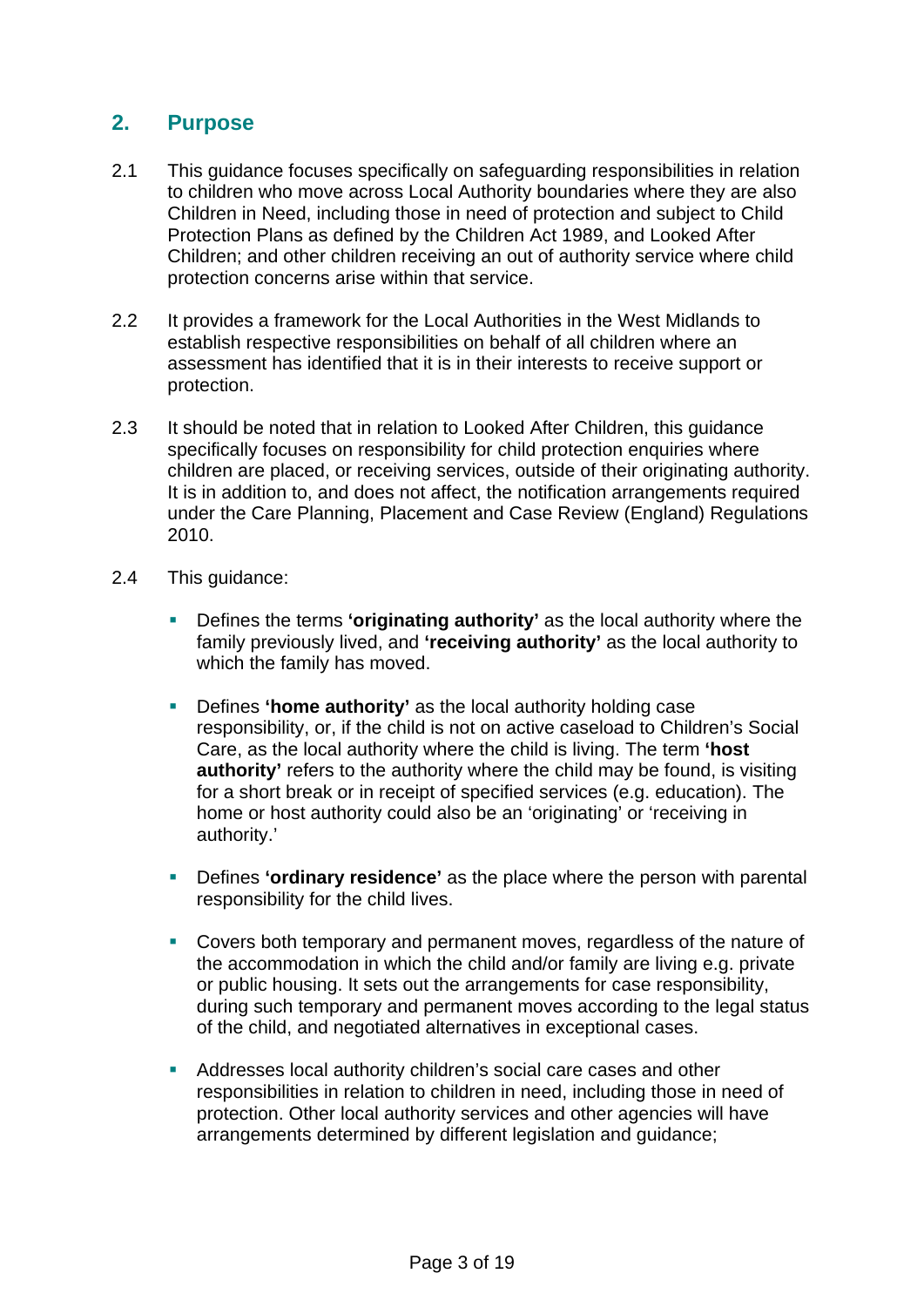## 2. Purpose

2.1 This guidance focuses specifically on safeguarding responsibilities in relation to children who move across Local Authority boundaries where they are also Children in Need, including those in need of protection and subject to Child Protection Plans as defined by the Children Act 1989, and Looked After Children; and other children receiving an out of authority service where child protection concerns arise within that service.

2.2 It provides a framework for the Local Authorities in the West Midlands to establish respective responsibilities on behalf of all children where an assessment has identified that it is in their interests to receive support or protection.

2.3 It should be noted that in relation to Looked After Children, this guidance specifically focuses on responsibility for child protection enquiries where children are placed, or receiving services, outside of their originating authority. It is in addition to, and does not affect, the notification arrangements required under the Care Planning, Placement and Case Review (England) Regulations 2010.

2.4 This guidance:

- Defines the terms **'originating authority'** as the local authority where the family previously lived, and **'receiving authority'** as the local authority to which the family has moved.
- Defines **'home authority'** as the local authority holding case responsibility, or, if the child is not on active caseload to Children's Social Care, as the local authority where the child is living. The term **'host authority'** refers to the authority where the child may be found, is visiting for a short break or in receipt of specified services (e.g. education). The home or host authority could also be an 'originating' or 'receiving in authority.'
- Defines **'ordinary residence'** as the place where the person with parental responsibility for the child lives.
- Covers both temporary and permanent moves, regardless of the nature of the accommodation in which the child and/or family are living e.g. private or public housing. It sets out the arrangements for case responsibility, during such temporary and permanent moves according to the legal status of the child, and negotiated alternatives in exceptional cases.
- Addresses local authority children's social care cases and other responsibilities in relation to children in need, including those in need of protection. Other local authority services and other agencies will have arrangements determined by different legislation and guidance;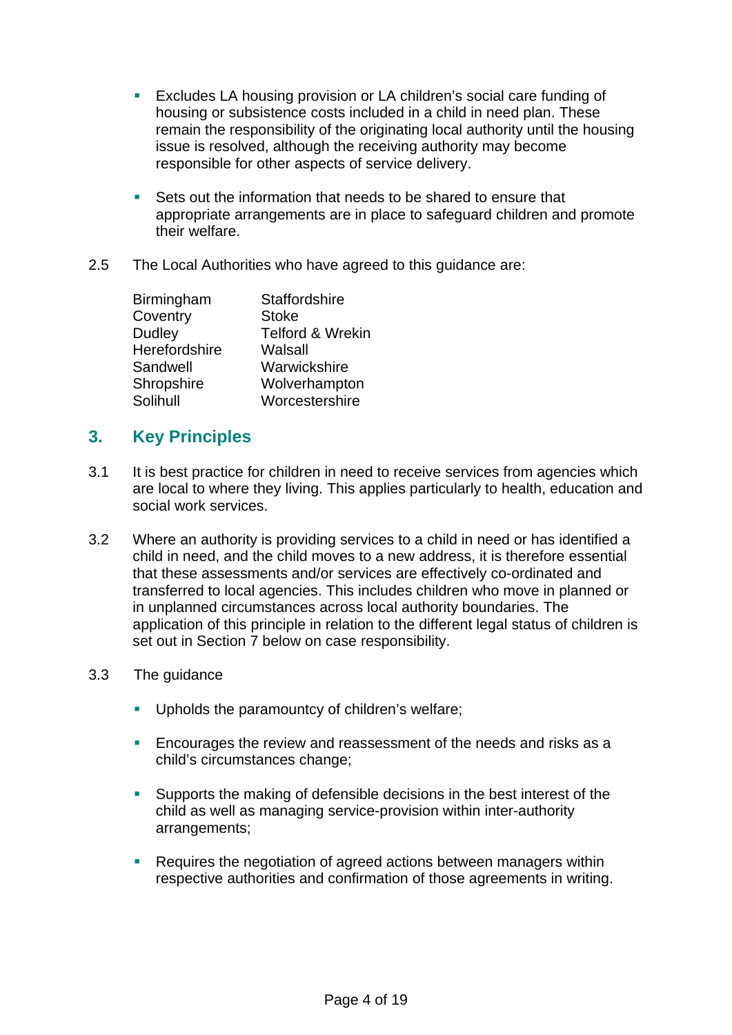- Excludes LA housing provision or LA children's social care funding of housing or subsistence costs included in a child in need plan. These remain the responsibility of the originating local authority until the housing issue is resolved, although the receiving authority may become responsible for other aspects of service delivery.

- Sets out the information that needs to be shared to ensure that appropriate arrangements are in place to safeguard children and promote their welfare.

2.5 The Local Authorities who have agreed to this guidance are:

| | |
|---|---|
| Birmingham | Staffordshire |
| Coventry | Stoke |
| Dudley | Telford & Wrekin |
| Herefordshire | Walsall |
| Sandwell | Warwickshire |
| Shropshire | Wolverhampton |
| Solihull | Worcestershire |

## 3. Key Principles

3.1 It is best practice for children in need to receive services from agencies which are local to where they living. This applies particularly to health, education and social work services.

3.2 Where an authority is providing services to a child in need or has identified a child in need, and the child moves to a new address, it is therefore essential that these assessments and/or services are effectively co-ordinated and transferred to local agencies. This includes children who move in planned or in unplanned circumstances across local authority boundaries. The application of this principle in relation to the different legal status of children is set out in Section 7 below on case responsibility.

3.3 The guidance

- Upholds the paramountcy of children's welfare;

- Encourages the review and reassessment of the needs and risks as a child's circumstances change;

- Supports the making of defensible decisions in the best interest of the child as well as managing service-provision within inter-authority arrangements;

- Requires the negotiation of agreed actions between managers within respective authorities and confirmation of those agreements in writing.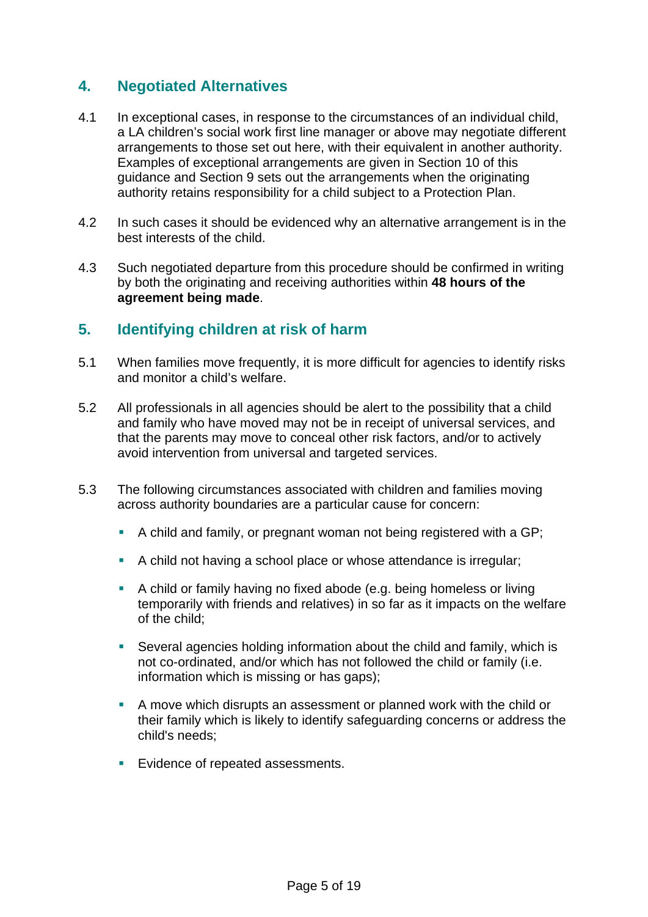## 4. Negotiated Alternatives

4.1 In exceptional cases, in response to the circumstances of an individual child, a LA children's social work first line manager or above may negotiate different arrangements to those set out here, with their equivalent in another authority. Examples of exceptional arrangements are given in Section 10 of this guidance and Section 9 sets out the arrangements when the originating authority retains responsibility for a child subject to a Protection Plan.

4.2 In such cases it should be evidenced why an alternative arrangement is in the best interests of the child.

4.3 Such negotiated departure from this procedure should be confirmed in writing by both the originating and receiving authorities within **48 hours of the agreement being made**.

## 5. Identifying children at risk of harm

5.1 When families move frequently, it is more difficult for agencies to identify risks and monitor a child's welfare.

5.2 All professionals in all agencies should be alert to the possibility that a child and family who have moved may not be in receipt of universal services, and that the parents may move to conceal other risk factors, and/or to actively avoid intervention from universal and targeted services.

5.3 The following circumstances associated with children and families moving across authority boundaries are a particular cause for concern:

- A child and family, or pregnant woman not being registered with a GP;
- A child not having a school place or whose attendance is irregular;
- A child or family having no fixed abode (e.g. being homeless or living temporarily with friends and relatives) in so far as it impacts on the welfare of the child;
- Several agencies holding information about the child and family, which is not co-ordinated, and/or which has not followed the child or family (i.e. information which is missing or has gaps);
- A move which disrupts an assessment or planned work with the child or their family which is likely to identify safeguarding concerns or address the child's needs;
- Evidence of repeated assessments.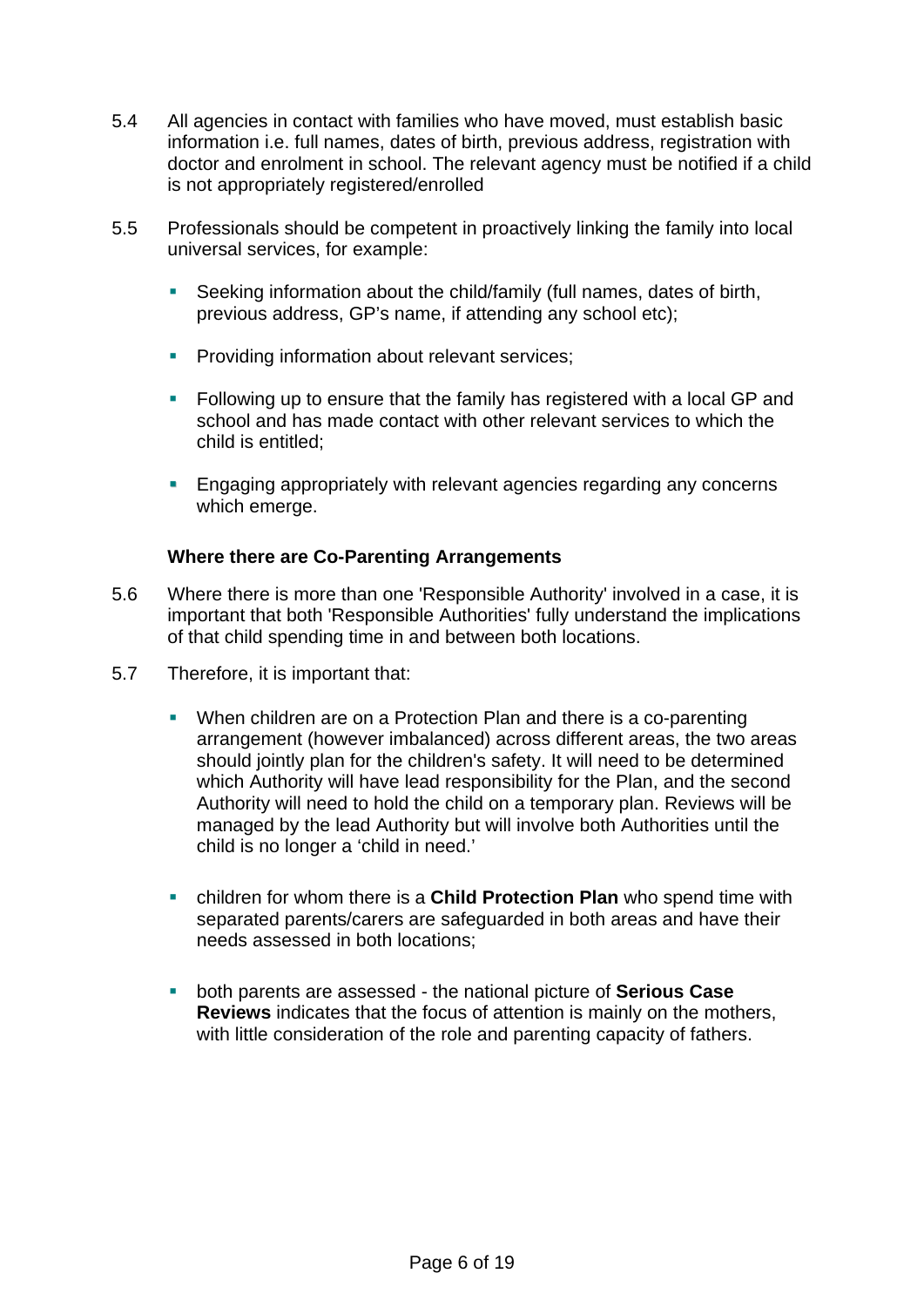5.4 All agencies in contact with families who have moved, must establish basic information i.e. full names, dates of birth, previous address, registration with doctor and enrolment in school. The relevant agency must be notified if a child is not appropriately registered/enrolled

5.5 Professionals should be competent in proactively linking the family into local universal services, for example:

- Seeking information about the child/family (full names, dates of birth, previous address, GP's name, if attending any school etc);
- Providing information about relevant services;
- Following up to ensure that the family has registered with a local GP and school and has made contact with other relevant services to which the child is entitled;
- Engaging appropriately with relevant agencies regarding any concerns which emerge.

### Where there are Co-Parenting Arrangements

5.6 Where there is more than one 'Responsible Authority' involved in a case, it is important that both 'Responsible Authorities' fully understand the implications of that child spending time in and between both locations.

5.7 Therefore, it is important that:

- When children are on a Protection Plan and there is a co-parenting arrangement (however imbalanced) across different areas, the two areas should jointly plan for the children's safety. It will need to be determined which Authority will have lead responsibility for the Plan, and the second Authority will need to hold the child on a temporary plan. Reviews will be managed by the lead Authority but will involve both Authorities until the child is no longer a 'child in need.'
- children for whom there is a **Child Protection Plan** who spend time with separated parents/carers are safeguarded in both areas and have their needs assessed in both locations;
- both parents are assessed - the national picture of **Serious Case Reviews** indicates that the focus of attention is mainly on the mothers, with little consideration of the role and parenting capacity of fathers.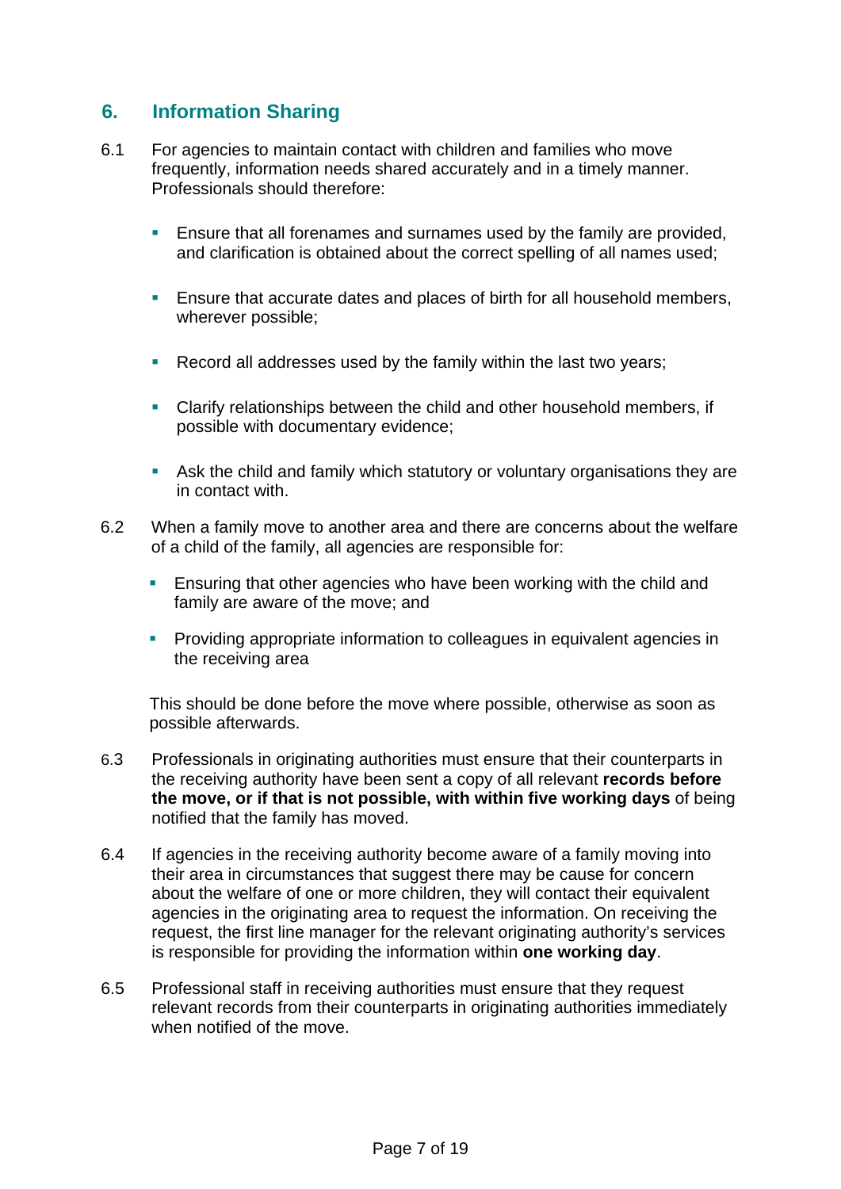## 6. Information Sharing

6.1 For agencies to maintain contact with children and families who move frequently, information needs shared accurately and in a timely manner. Professionals should therefore:

- Ensure that all forenames and surnames used by the family are provided, and clarification is obtained about the correct spelling of all names used;
- Ensure that accurate dates and places of birth for all household members, wherever possible;
- Record all addresses used by the family within the last two years;
- Clarify relationships between the child and other household members, if possible with documentary evidence;
- Ask the child and family which statutory or voluntary organisations they are in contact with.

6.2 When a family move to another area and there are concerns about the welfare of a child of the family, all agencies are responsible for:

- Ensuring that other agencies who have been working with the child and family are aware of the move; and
- Providing appropriate information to colleagues in equivalent agencies in the receiving area

This should be done before the move where possible, otherwise as soon as possible afterwards.

6.3 Professionals in originating authorities must ensure that their counterparts in the receiving authority have been sent a copy of all relevant **records before the move, or if that is not possible, with within five working days** of being notified that the family has moved.

6.4 If agencies in the receiving authority become aware of a family moving into their area in circumstances that suggest there may be cause for concern about the welfare of one or more children, they will contact their equivalent agencies in the originating area to request the information. On receiving the request, the first line manager for the relevant originating authority's services is responsible for providing the information within **one working day**.

6.5 Professional staff in receiving authorities must ensure that they request relevant records from their counterparts in originating authorities immediately when notified of the move.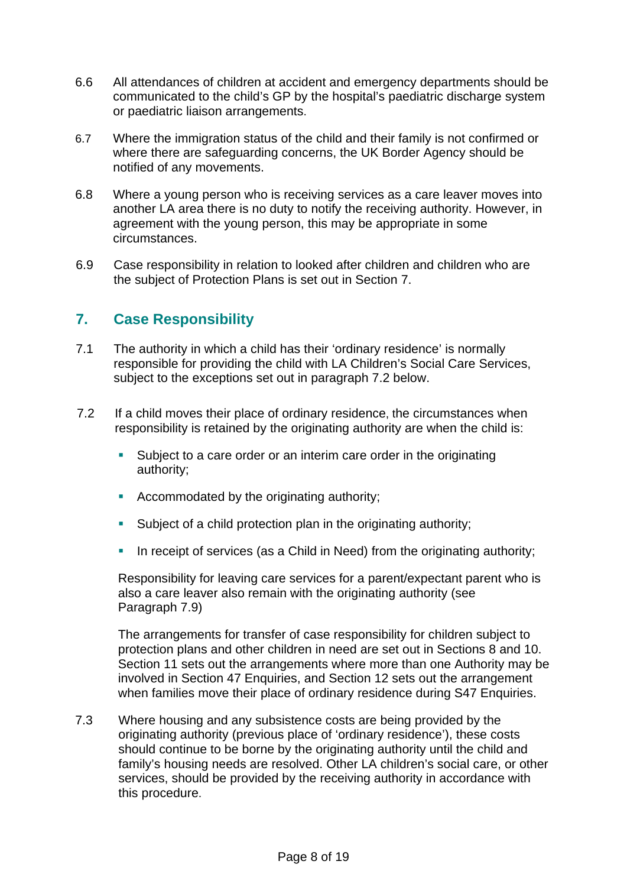6.6 All attendances of children at accident and emergency departments should be communicated to the child's GP by the hospital's paediatric discharge system or paediatric liaison arrangements.

6.7 Where the immigration status of the child and their family is not confirmed or where there are safeguarding concerns, the UK Border Agency should be notified of any movements.

6.8 Where a young person who is receiving services as a care leaver moves into another LA area there is no duty to notify the receiving authority. However, in agreement with the young person, this may be appropriate in some circumstances.

6.9 Case responsibility in relation to looked after children and children who are the subject of Protection Plans is set out in Section 7.

## 7. Case Responsibility

7.1 The authority in which a child has their 'ordinary residence' is normally responsible for providing the child with LA Children's Social Care Services, subject to the exceptions set out in paragraph 7.2 below.

7.2 If a child moves their place of ordinary residence, the circumstances when responsibility is retained by the originating authority are when the child is:

- Subject to a care order or an interim care order in the originating authority;
- Accommodated by the originating authority;
- Subject of a child protection plan in the originating authority;
- In receipt of services (as a Child in Need) from the originating authority;

Responsibility for leaving care services for a parent/expectant parent who is also a care leaver also remain with the originating authority (see Paragraph 7.9)

The arrangements for transfer of case responsibility for children subject to protection plans and other children in need are set out in Sections 8 and 10. Section 11 sets out the arrangements where more than one Authority may be involved in Section 47 Enquiries, and Section 12 sets out the arrangement when families move their place of ordinary residence during S47 Enquiries.

7.3 Where housing and any subsistence costs are being provided by the originating authority (previous place of 'ordinary residence'), these costs should continue to be borne by the originating authority until the child and family's housing needs are resolved. Other LA children's social care, or other services, should be provided by the receiving authority in accordance with this procedure.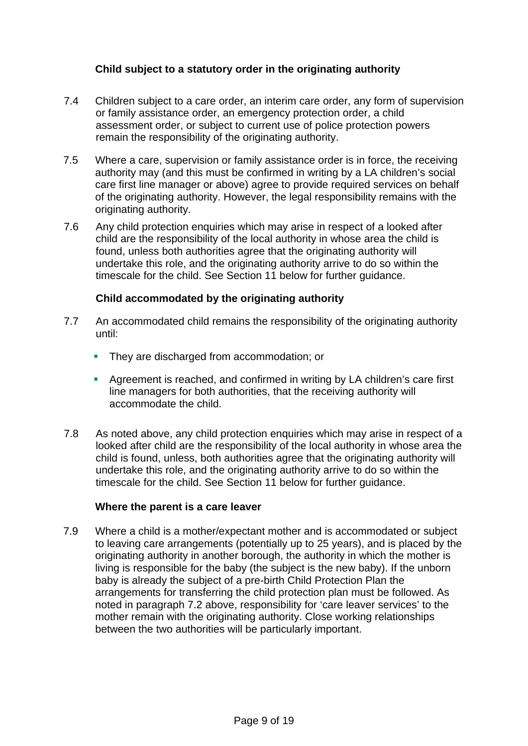### Child subject to a statutory order in the originating authority

7.4 Children subject to a care order, an interim care order, any form of supervision or family assistance order, an emergency protection order, a child assessment order, or subject to current use of police protection powers remain the responsibility of the originating authority.

7.5 Where a care, supervision or family assistance order is in force, the receiving authority may (and this must be confirmed in writing by a LA children's social care first line manager or above) agree to provide required services on behalf of the originating authority. However, the legal responsibility remains with the originating authority.

7.6 Any child protection enquiries which may arise in respect of a looked after child are the responsibility of the local authority in whose area the child is found, unless both authorities agree that the originating authority will undertake this role, and the originating authority arrive to do so within the timescale for the child. See Section 11 below for further guidance.

### Child accommodated by the originating authority

7.7 An accommodated child remains the responsibility of the originating authority until:

- They are discharged from accommodation; or
- Agreement is reached, and confirmed in writing by LA children's care first line managers for both authorities, that the receiving authority will accommodate the child.

7.8 As noted above, any child protection enquiries which may arise in respect of a looked after child are the responsibility of the local authority in whose area the child is found, unless, both authorities agree that the originating authority will undertake this role, and the originating authority arrive to do so within the timescale for the child. See Section 11 below for further guidance.

### Where the parent is a care leaver

7.9 Where a child is a mother/expectant mother and is accommodated or subject to leaving care arrangements (potentially up to 25 years), and is placed by the originating authority in another borough, the authority in which the mother is living is responsible for the baby (the subject is the new baby). If the unborn baby is already the subject of a pre-birth Child Protection Plan the arrangements for transferring the child protection plan must be followed. As noted in paragraph 7.2 above, responsibility for 'care leaver services' to the mother remain with the originating authority. Close working relationships between the two authorities will be particularly important.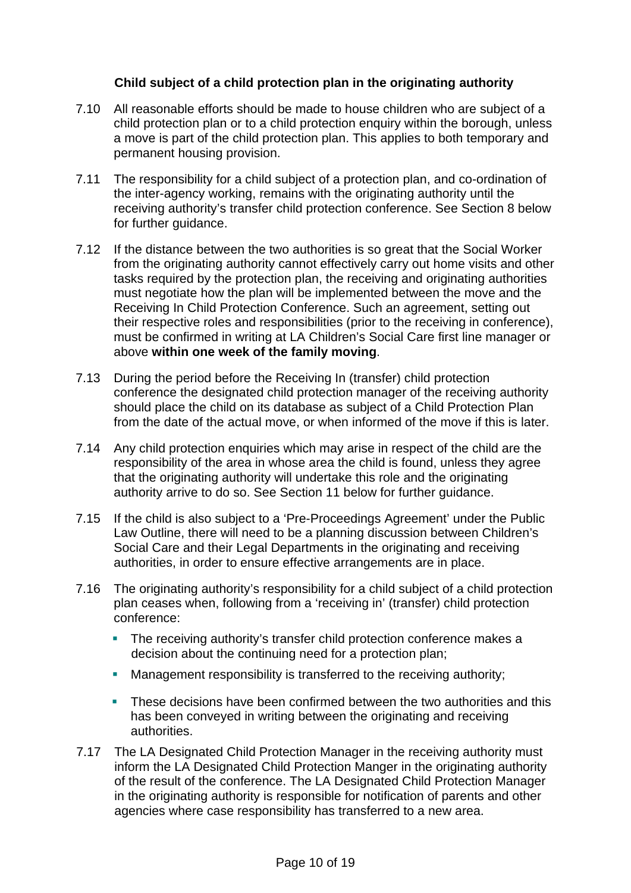### Child subject of a child protection plan in the originating authority

7.10 All reasonable efforts should be made to house children who are subject of a child protection plan or to a child protection enquiry within the borough, unless a move is part of the child protection plan. This applies to both temporary and permanent housing provision.

7.11 The responsibility for a child subject of a protection plan, and co-ordination of the inter-agency working, remains with the originating authority until the receiving authority's transfer child protection conference. See Section 8 below for further guidance.

7.12 If the distance between the two authorities is so great that the Social Worker from the originating authority cannot effectively carry out home visits and other tasks required by the protection plan, the receiving and originating authorities must negotiate how the plan will be implemented between the move and the Receiving In Child Protection Conference. Such an agreement, setting out their respective roles and responsibilities (prior to the receiving in conference), must be confirmed in writing at LA Children's Social Care first line manager or above **within one week of the family moving**.

7.13 During the period before the Receiving In (transfer) child protection conference the designated child protection manager of the receiving authority should place the child on its database as subject of a Child Protection Plan from the date of the actual move, or when informed of the move if this is later.

7.14 Any child protection enquiries which may arise in respect of the child are the responsibility of the area in whose area the child is found, unless they agree that the originating authority will undertake this role and the originating authority arrive to do so. See Section 11 below for further guidance.

7.15 If the child is also subject to a 'Pre-Proceedings Agreement' under the Public Law Outline, there will need to be a planning discussion between Children's Social Care and their Legal Departments in the originating and receiving authorities, in order to ensure effective arrangements are in place.

7.16 The originating authority's responsibility for a child subject of a child protection plan ceases when, following from a 'receiving in' (transfer) child protection conference:

- The receiving authority's transfer child protection conference makes a decision about the continuing need for a protection plan;
- Management responsibility is transferred to the receiving authority;
- These decisions have been confirmed between the two authorities and this has been conveyed in writing between the originating and receiving authorities.

7.17 The LA Designated Child Protection Manager in the receiving authority must inform the LA Designated Child Protection Manger in the originating authority of the result of the conference. The LA Designated Child Protection Manager in the originating authority is responsible for notification of parents and other agencies where case responsibility has transferred to a new area.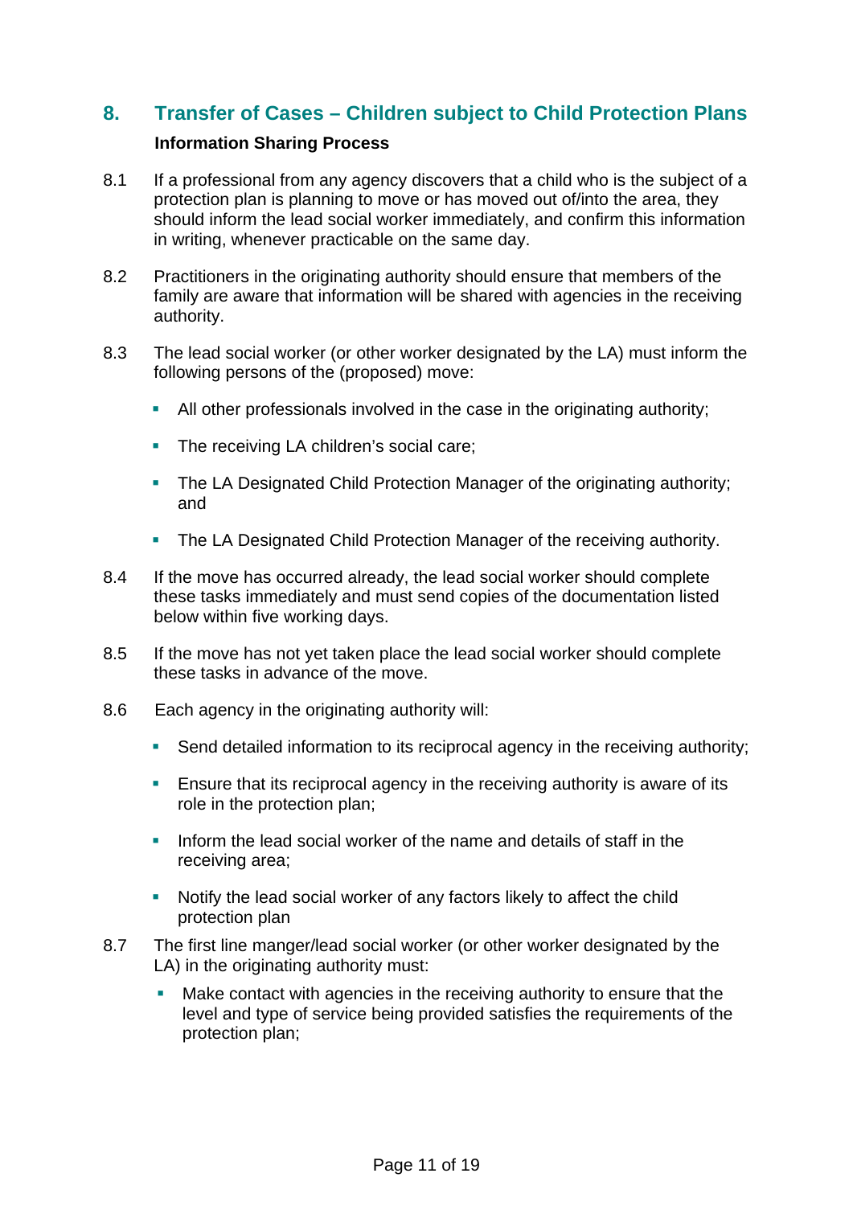## 8. Transfer of Cases – Children subject to Child Protection Plans

**Information Sharing Process**

8.1 If a professional from any agency discovers that a child who is the subject of a protection plan is planning to move or has moved out of/into the area, they should inform the lead social worker immediately, and confirm this information in writing, whenever practicable on the same day.

8.2 Practitioners in the originating authority should ensure that members of the family are aware that information will be shared with agencies in the receiving authority.

8.3 The lead social worker (or other worker designated by the LA) must inform the following persons of the (proposed) move:

- All other professionals involved in the case in the originating authority;
- The receiving LA children's social care;
- The LA Designated Child Protection Manager of the originating authority; and
- The LA Designated Child Protection Manager of the receiving authority.

8.4 If the move has occurred already, the lead social worker should complete these tasks immediately and must send copies of the documentation listed below within five working days.

8.5 If the move has not yet taken place the lead social worker should complete these tasks in advance of the move.

8.6 Each agency in the originating authority will:

- Send detailed information to its reciprocal agency in the receiving authority;
- Ensure that its reciprocal agency in the receiving authority is aware of its role in the protection plan;
- Inform the lead social worker of the name and details of staff in the receiving area;
- Notify the lead social worker of any factors likely to affect the child protection plan

8.7 The first line manger/lead social worker (or other worker designated by the LA) in the originating authority must:

- Make contact with agencies in the receiving authority to ensure that the level and type of service being provided satisfies the requirements of the protection plan;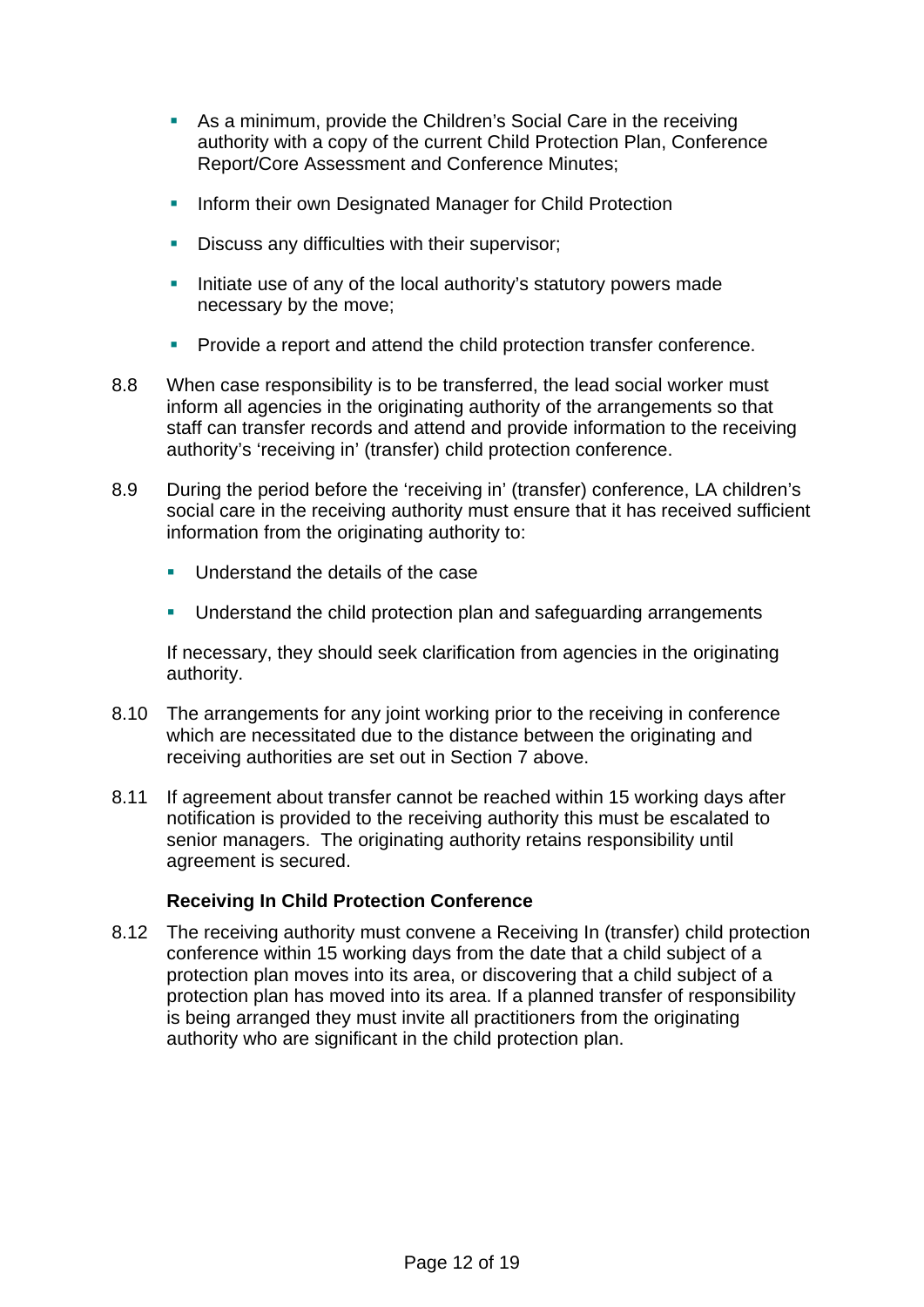- As a minimum, provide the Children's Social Care in the receiving authority with a copy of the current Child Protection Plan, Conference Report/Core Assessment and Conference Minutes;
- Inform their own Designated Manager for Child Protection
- Discuss any difficulties with their supervisor;
- Initiate use of any of the local authority's statutory powers made necessary by the move;
- Provide a report and attend the child protection transfer conference.

8.8 When case responsibility is to be transferred, the lead social worker must inform all agencies in the originating authority of the arrangements so that staff can transfer records and attend and provide information to the receiving authority's 'receiving in' (transfer) child protection conference.

8.9 During the period before the 'receiving in' (transfer) conference, LA children's social care in the receiving authority must ensure that it has received sufficient information from the originating authority to:

- Understand the details of the case
- Understand the child protection plan and safeguarding arrangements

If necessary, they should seek clarification from agencies in the originating authority.

8.10 The arrangements for any joint working prior to the receiving in conference which are necessitated due to the distance between the originating and receiving authorities are set out in Section 7 above.

8.11 If agreement about transfer cannot be reached within 15 working days after notification is provided to the receiving authority this must be escalated to senior managers. The originating authority retains responsibility until agreement is secured.

**Receiving In Child Protection Conference**

8.12 The receiving authority must convene a Receiving In (transfer) child protection conference within 15 working days from the date that a child subject of a protection plan moves into its area, or discovering that a child subject of a protection plan has moved into its area. If a planned transfer of responsibility is being arranged they must invite all practitioners from the originating authority who are significant in the child protection plan.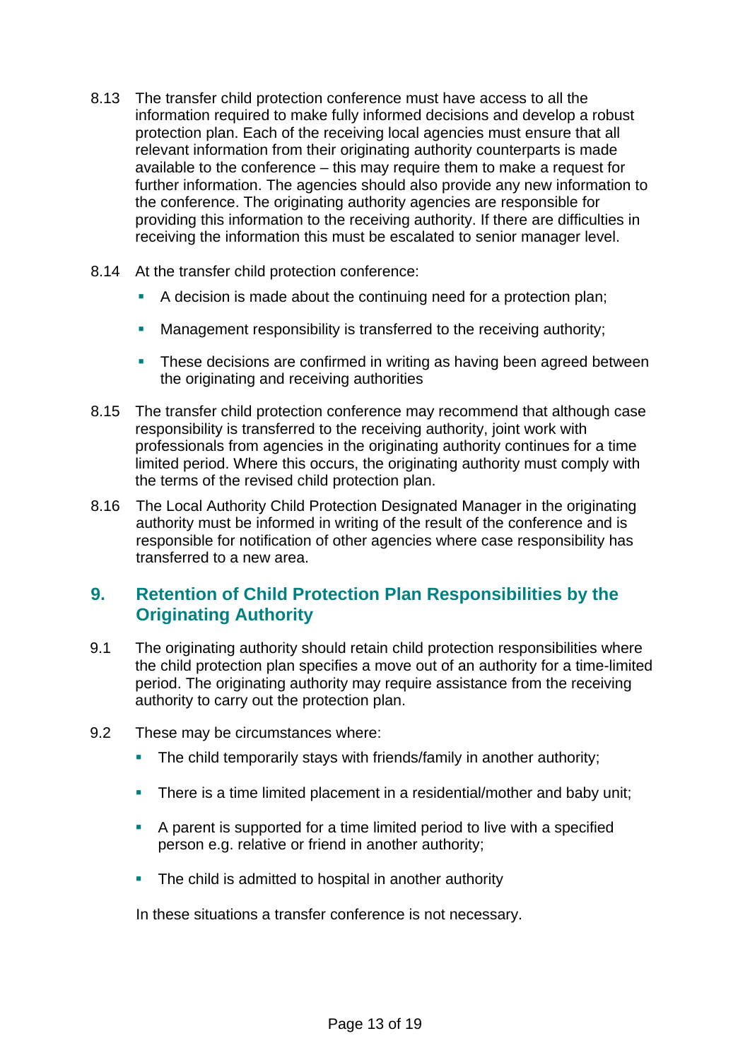8.13 The transfer child protection conference must have access to all the information required to make fully informed decisions and develop a robust protection plan. Each of the receiving local agencies must ensure that all relevant information from their originating authority counterparts is made available to the conference – this may require them to make a request for further information. The agencies should also provide any new information to the conference. The originating authority agencies are responsible for providing this information to the receiving authority. If there are difficulties in receiving the information this must be escalated to senior manager level.

8.14 At the transfer child protection conference:

- A decision is made about the continuing need for a protection plan;
- Management responsibility is transferred to the receiving authority;
- These decisions are confirmed in writing as having been agreed between the originating and receiving authorities

8.15 The transfer child protection conference may recommend that although case responsibility is transferred to the receiving authority, joint work with professionals from agencies in the originating authority continues for a time limited period. Where this occurs, the originating authority must comply with the terms of the revised child protection plan.

8.16 The Local Authority Child Protection Designated Manager in the originating authority must be informed in writing of the result of the conference and is responsible for notification of other agencies where case responsibility has transferred to a new area.

## 9. Retention of Child Protection Plan Responsibilities by the Originating Authority

9.1 The originating authority should retain child protection responsibilities where the child protection plan specifies a move out of an authority for a time-limited period. The originating authority may require assistance from the receiving authority to carry out the protection plan.

9.2 These may be circumstances where:

- The child temporarily stays with friends/family in another authority;
- There is a time limited placement in a residential/mother and baby unit;
- A parent is supported for a time limited period to live with a specified person e.g. relative or friend in another authority;
- The child is admitted to hospital in another authority

In these situations a transfer conference is not necessary.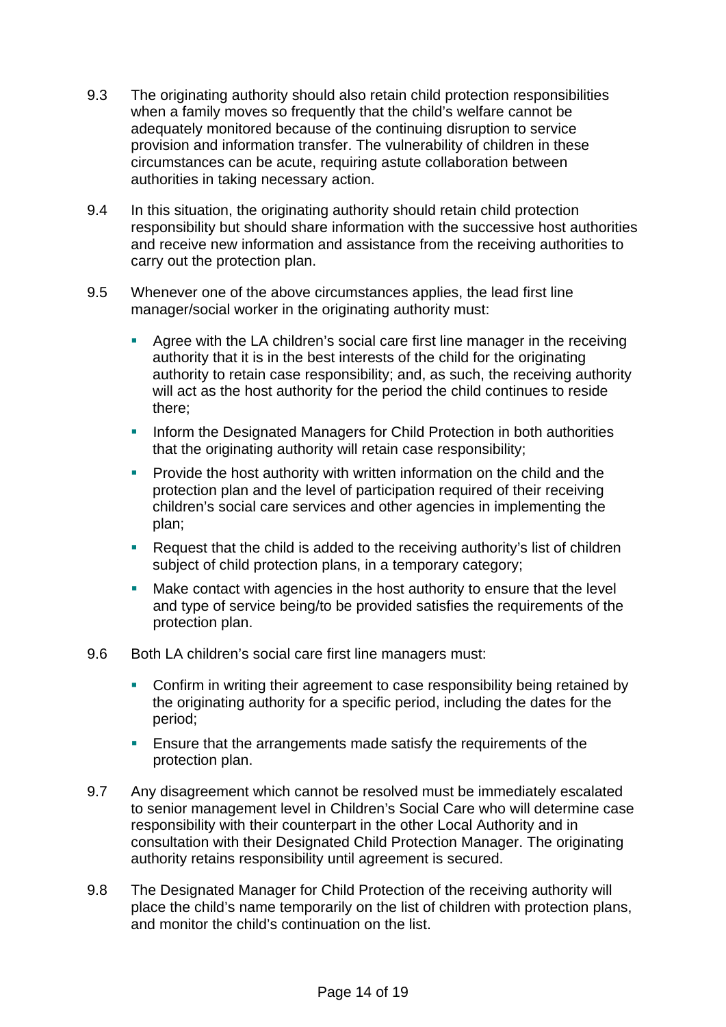9.3 The originating authority should also retain child protection responsibilities when a family moves so frequently that the child's welfare cannot be adequately monitored because of the continuing disruption to service provision and information transfer. The vulnerability of children in these circumstances can be acute, requiring astute collaboration between authorities in taking necessary action.

9.4 In this situation, the originating authority should retain child protection responsibility but should share information with the successive host authorities and receive new information and assistance from the receiving authorities to carry out the protection plan.

9.5 Whenever one of the above circumstances applies, the lead first line manager/social worker in the originating authority must:

- Agree with the LA children's social care first line manager in the receiving authority that it is in the best interests of the child for the originating authority to retain case responsibility; and, as such, the receiving authority will act as the host authority for the period the child continues to reside there;
- Inform the Designated Managers for Child Protection in both authorities that the originating authority will retain case responsibility;
- Provide the host authority with written information on the child and the protection plan and the level of participation required of their receiving children's social care services and other agencies in implementing the plan;
- Request that the child is added to the receiving authority's list of children subject of child protection plans, in a temporary category;
- Make contact with agencies in the host authority to ensure that the level and type of service being/to be provided satisfies the requirements of the protection plan.

9.6 Both LA children's social care first line managers must:

- Confirm in writing their agreement to case responsibility being retained by the originating authority for a specific period, including the dates for the period;
- Ensure that the arrangements made satisfy the requirements of the protection plan.

9.7 Any disagreement which cannot be resolved must be immediately escalated to senior management level in Children's Social Care who will determine case responsibility with their counterpart in the other Local Authority and in consultation with their Designated Child Protection Manager. The originating authority retains responsibility until agreement is secured.

9.8 The Designated Manager for Child Protection of the receiving authority will place the child's name temporarily on the list of children with protection plans, and monitor the child's continuation on the list.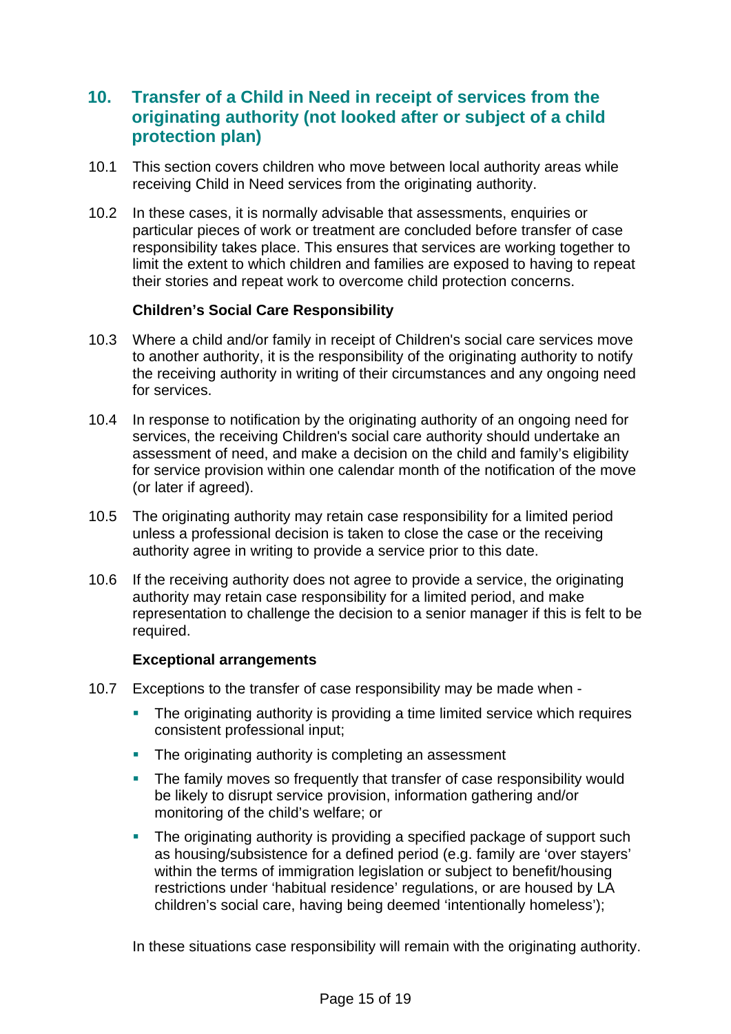## 10. Transfer of a Child in Need in receipt of services from the originating authority (not looked after or subject of a child protection plan)

10.1 This section covers children who move between local authority areas while receiving Child in Need services from the originating authority.

10.2 In these cases, it is normally advisable that assessments, enquiries or particular pieces of work or treatment are concluded before transfer of case responsibility takes place. This ensures that services are working together to limit the extent to which children and families are exposed to having to repeat their stories and repeat work to overcome child protection concerns.

**Children's Social Care Responsibility**

10.3 Where a child and/or family in receipt of Children's social care services move to another authority, it is the responsibility of the originating authority to notify the receiving authority in writing of their circumstances and any ongoing need for services.

10.4 In response to notification by the originating authority of an ongoing need for services, the receiving Children's social care authority should undertake an assessment of need, and make a decision on the child and family's eligibility for service provision within one calendar month of the notification of the move (or later if agreed).

10.5 The originating authority may retain case responsibility for a limited period unless a professional decision is taken to close the case or the receiving authority agree in writing to provide a service prior to this date.

10.6 If the receiving authority does not agree to provide a service, the originating authority may retain case responsibility for a limited period, and make representation to challenge the decision to a senior manager if this is felt to be required.

**Exceptional arrangements**

10.7 Exceptions to the transfer of case responsibility may be made when -

- The originating authority is providing a time limited service which requires consistent professional input;
- The originating authority is completing an assessment
- The family moves so frequently that transfer of case responsibility would be likely to disrupt service provision, information gathering and/or monitoring of the child's welfare; or
- The originating authority is providing a specified package of support such as housing/subsistence for a defined period (e.g. family are 'over stayers' within the terms of immigration legislation or subject to benefit/housing restrictions under 'habitual residence' regulations, or are housed by LA children's social care, having being deemed 'intentionally homeless');

In these situations case responsibility will remain with the originating authority.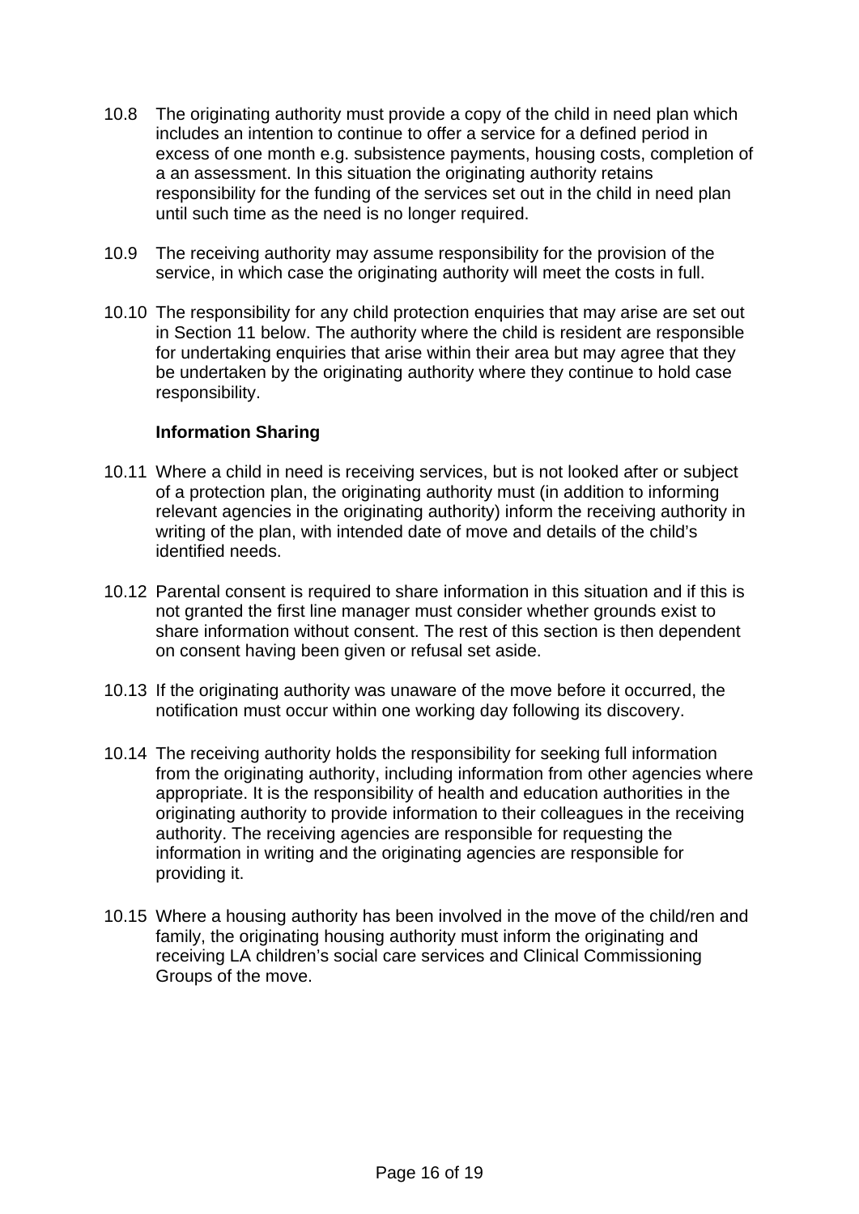10.8 The originating authority must provide a copy of the child in need plan which includes an intention to continue to offer a service for a defined period in excess of one month e.g. subsistence payments, housing costs, completion of a an assessment. In this situation the originating authority retains responsibility for the funding of the services set out in the child in need plan until such time as the need is no longer required.

10.9 The receiving authority may assume responsibility for the provision of the service, in which case the originating authority will meet the costs in full.

10.10 The responsibility for any child protection enquiries that may arise are set out in Section 11 below. The authority where the child is resident are responsible for undertaking enquiries that arise within their area but may agree that they be undertaken by the originating authority where they continue to hold case responsibility.

**Information Sharing**

10.11 Where a child in need is receiving services, but is not looked after or subject of a protection plan, the originating authority must (in addition to informing relevant agencies in the originating authority) inform the receiving authority in writing of the plan, with intended date of move and details of the child's identified needs.

10.12 Parental consent is required to share information in this situation and if this is not granted the first line manager must consider whether grounds exist to share information without consent. The rest of this section is then dependent on consent having been given or refusal set aside.

10.13 If the originating authority was unaware of the move before it occurred, the notification must occur within one working day following its discovery.

10.14 The receiving authority holds the responsibility for seeking full information from the originating authority, including information from other agencies where appropriate. It is the responsibility of health and education authorities in the originating authority to provide information to their colleagues in the receiving authority. The receiving agencies are responsible for requesting the information in writing and the originating agencies are responsible for providing it.

10.15 Where a housing authority has been involved in the move of the child/ren and family, the originating housing authority must inform the originating and receiving LA children's social care services and Clinical Commissioning Groups of the move.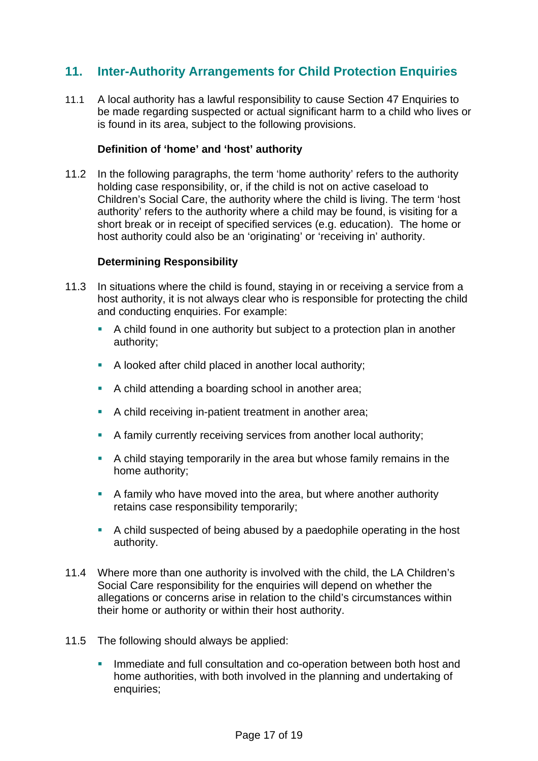## 11. Inter-Authority Arrangements for Child Protection Enquiries

11.1 A local authority has a lawful responsibility to cause Section 47 Enquiries to be made regarding suspected or actual significant harm to a child who lives or is found in its area, subject to the following provisions.

**Definition of 'home' and 'host' authority**

11.2 In the following paragraphs, the term 'home authority' refers to the authority holding case responsibility, or, if the child is not on active caseload to Children's Social Care, the authority where the child is living. The term 'host authority' refers to the authority where a child may be found, is visiting for a short break or in receipt of specified services (e.g. education). The home or host authority could also be an 'originating' or 'receiving in' authority.

**Determining Responsibility**

11.3 In situations where the child is found, staying in or receiving a service from a host authority, it is not always clear who is responsible for protecting the child and conducting enquiries. For example:

- A child found in one authority but subject to a protection plan in another authority;
- A looked after child placed in another local authority;
- A child attending a boarding school in another area;
- A child receiving in-patient treatment in another area;
- A family currently receiving services from another local authority;
- A child staying temporarily in the area but whose family remains in the home authority;
- A family who have moved into the area, but where another authority retains case responsibility temporarily;
- A child suspected of being abused by a paedophile operating in the host authority.

11.4 Where more than one authority is involved with the child, the LA Children's Social Care responsibility for the enquiries will depend on whether the allegations or concerns arise in relation to the child's circumstances within their home or authority or within their host authority.

11.5 The following should always be applied:

- Immediate and full consultation and co-operation between both host and home authorities, with both involved in the planning and undertaking of enquiries;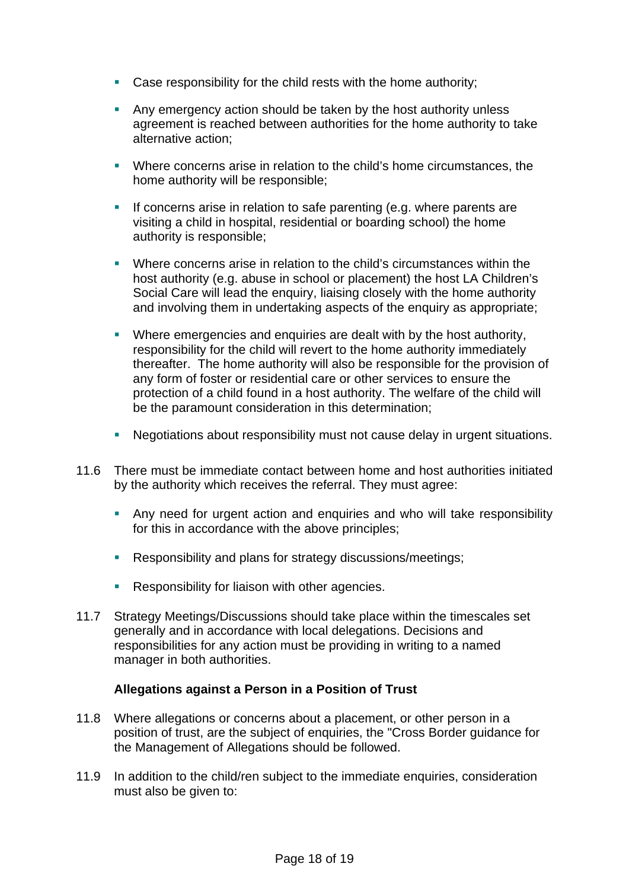- Case responsibility for the child rests with the home authority;
- Any emergency action should be taken by the host authority unless agreement is reached between authorities for the home authority to take alternative action;
- Where concerns arise in relation to the child's home circumstances, the home authority will be responsible;
- If concerns arise in relation to safe parenting (e.g. where parents are visiting a child in hospital, residential or boarding school) the home authority is responsible;
- Where concerns arise in relation to the child's circumstances within the host authority (e.g. abuse in school or placement) the host LA Children's Social Care will lead the enquiry, liaising closely with the home authority and involving them in undertaking aspects of the enquiry as appropriate;
- Where emergencies and enquiries are dealt with by the host authority, responsibility for the child will revert to the home authority immediately thereafter. The home authority will also be responsible for the provision of any form of foster or residential care or other services to ensure the protection of a child found in a host authority. The welfare of the child will be the paramount consideration in this determination;
- Negotiations about responsibility must not cause delay in urgent situations.

11.6 There must be immediate contact between home and host authorities initiated by the authority which receives the referral. They must agree:

- Any need for urgent action and enquiries and who will take responsibility for this in accordance with the above principles;
- Responsibility and plans for strategy discussions/meetings;
- Responsibility for liaison with other agencies.

11.7 Strategy Meetings/Discussions should take place within the timescales set generally and in accordance with local delegations. Decisions and responsibilities for any action must be providing in writing to a named manager in both authorities.

**Allegations against a Person in a Position of Trust**

11.8 Where allegations or concerns about a placement, or other person in a position of trust, are the subject of enquiries, the "Cross Border guidance for the Management of Allegations should be followed.

11.9 In addition to the child/ren subject to the immediate enquiries, consideration must also be given to: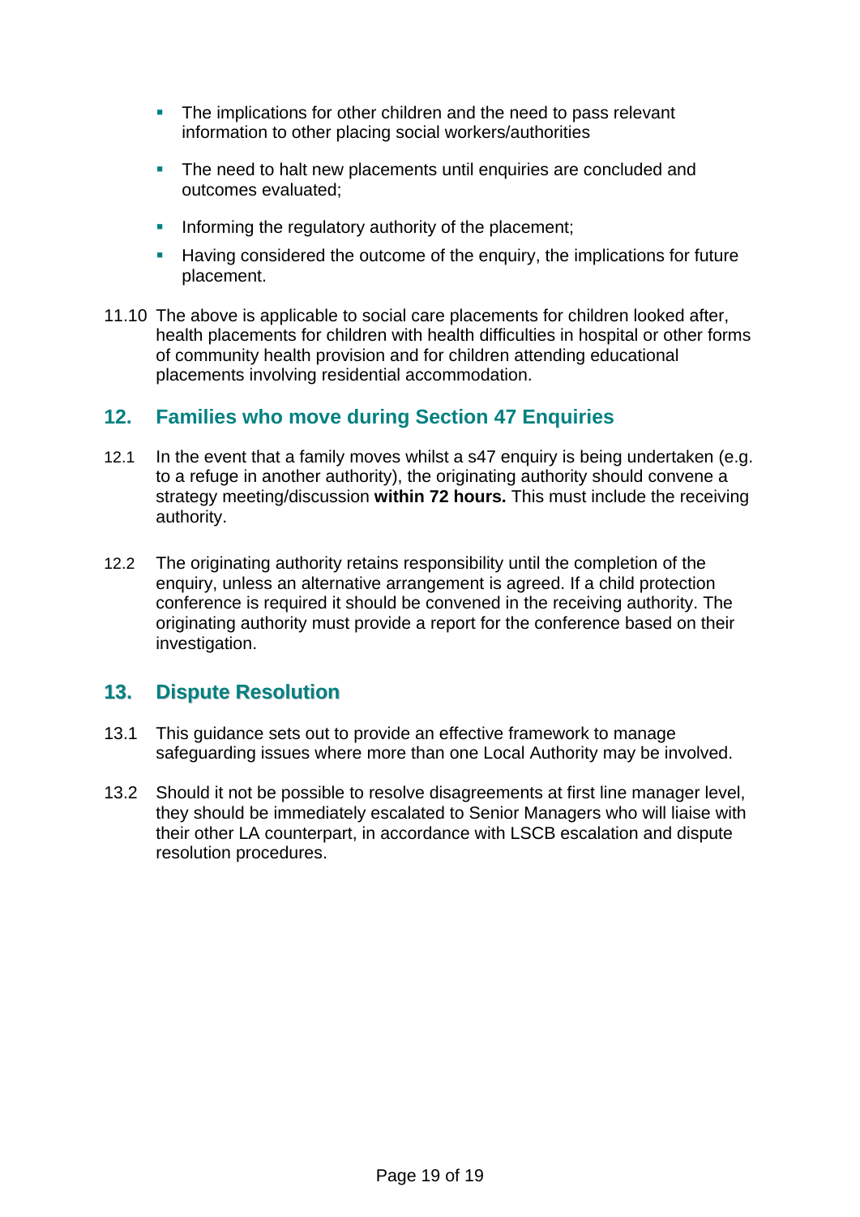- The implications for other children and the need to pass relevant information to other placing social workers/authorities
- The need to halt new placements until enquiries are concluded and outcomes evaluated;
- Informing the regulatory authority of the placement;
- Having considered the outcome of the enquiry, the implications for future placement.

11.10 The above is applicable to social care placements for children looked after, health placements for children with health difficulties in hospital or other forms of community health provision and for children attending educational placements involving residential accommodation.

## 12. Families who move during Section 47 Enquiries

12.1 In the event that a family moves whilst a s47 enquiry is being undertaken (e.g. to a refuge in another authority), the originating authority should convene a strategy meeting/discussion **within 72 hours.** This must include the receiving authority.

12.2 The originating authority retains responsibility until the completion of the enquiry, unless an alternative arrangement is agreed. If a child protection conference is required it should be convened in the receiving authority. The originating authority must provide a report for the conference based on their investigation.

## 13. Dispute Resolution

13.1 This guidance sets out to provide an effective framework to manage safeguarding issues where more than one Local Authority may be involved.

13.2 Should it not be possible to resolve disagreements at first line manager level, they should be immediately escalated to Senior Managers who will liaise with their other LA counterpart, in accordance with LSCB escalation and dispute resolution procedures.